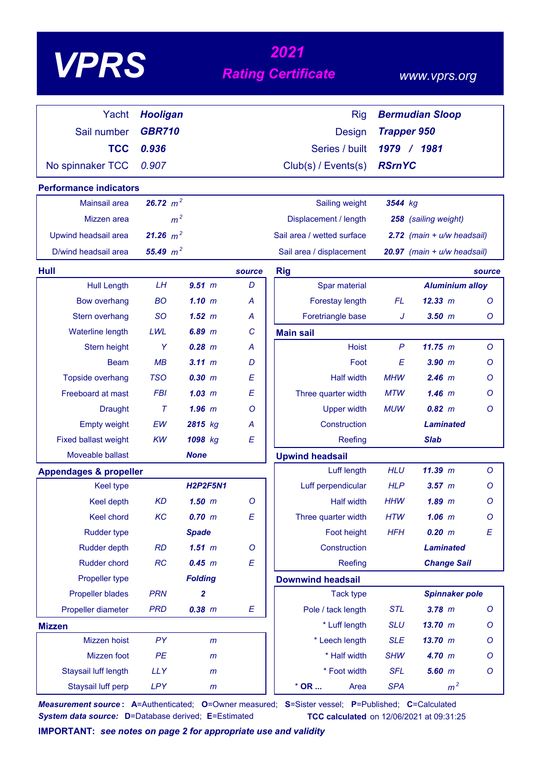# VPRS

## 2021 Rating Certificate

www.vprs.org

| | | | |
|---|---|---|---|
| Yacht | **Hooligan** | Rig | **Bermudian Sloop** |
| Sail number | **GBR710** | Design | **Trapper 950** |
| **TCC** | **0.936** | Series / built | **1979 / 1981** |
| No spinnaker TCC | 0.907 | Club(s) / Events(s) | **RSrnYC** |

## Performance indicators

| | | | |
|---|---|---|---|
| Mainsail area | **26.72** $m^2$ | Sailing weight | **3544** kg |
| Mizzen area | $m^2$ | Displacement / length | **258** (sailing weight) |
| Upwind headsail area | **21.26** $m^2$ | Sail area / wetted surface | **2.72** (main + u/w headsail) |
| D/wind headsail area | **55.49** $m^2$ | Sail area / displacement | **20.97** (main + u/w headsail) |

## Hull

| | | | source |
|---|---|---|---|
| Hull Length | LH | **9.51** m | D |
| Bow overhang | BO | **1.10** m | A |
| Stern overhang | SO | **1.52** m | A |
| Waterline length | LWL | **6.89** m | C |
| Stern height | Y | **0.28** m | A |
| Beam | MB | **3.11** m | D |
| Topside overhang | TSO | **0.30** m | E |
| Freeboard at mast | FBI | **1.03** m | E |
| Draught | T | **1.96** m | O |
| Empty weight | EW | **2815** kg | A |
| Fixed ballast weight | KW | **1098** kg | E |
| Moveable ballast | | **None** | |

## Appendages & propeller

| | | | |
|---|---|---|---|
| Keel type | | **H2P2F5N1** | |
| Keel depth | KD | **1.50** m | O |
| Keel chord | KC | **0.70** m | E |
| Rudder type | | **Spade** | |
| Rudder depth | RD | **1.51** m | O |
| Rudder chord | RC | **0.45** m | E |
| Propeller type | | **Folding** | |
| Propeller blades | PRN | **2** | |
| Propeller diameter | PRD | **0.38** m | E |

## Mizzen

| | | | |
|---|---|---|---|
| Mizzen hoist | PY | m | |
| Mizzen foot | PE | m | |
| Staysail luff length | LLY | m | |
| Staysail luff perp | LPY | m | |

## Rig

| | | | source |
|---|---|---|---|
| Spar material | | **Aluminium alloy** | |
| Forestay length | FL | **12.33** m | O |
| Foretriangle base | J | **3.50** m | O |

## Main sail

| | | | |
|---|---|---|---|
| Hoist | P | **11.75** m | O |
| Foot | E | **3.90** m | O |
| Half width | MHW | **2.46** m | O |
| Three quarter width | MTW | **1.46** m | O |
| Upper width | MUW | **0.82** m | O |
| Construction | | **Laminated** | |
| Reefing | | **Slab** | |

## Upwind headsail

| | | | |
|---|---|---|---|
| Luff length | HLU | **11.39** m | O |
| Luff perpendicular | HLP | **3.57** m | O |
| Half width | HHW | **1.89** m | O |
| Three quarter width | HTW | **1.06** m | O |
| Foot height | HFH | **0.20** m | E |
| Construction | | **Laminated** | |
| Reefing | | **Change Sail** | |

## Downwind headsail

| | | | |
|---|---|---|---|
| Tack type | | **Spinnaker pole** | |
| Pole / tack length | STL | **3.78** m | O |
| * Luff length | SLU | **13.70** m | O |
| * Leech length | SLE | **13.70** m | O |
| * Half width | SHW | **4.70** m | O |
| * Foot width | SFL | **5.60** m | O |
| * OR ... Area | SPA | $m^2$ | |

***Measurement source*: A**=Authenticated; **O**=Owner measured; **S**=Sister vessel; **P**=Published; **C**=Calculated

***System data source:* D**=Database derived; **E**=Estimated

**TCC calculated** on 12/06/2021 at 09:31:25

**IMPORTANT:** ***see notes on page 2 for appropriate use and validity***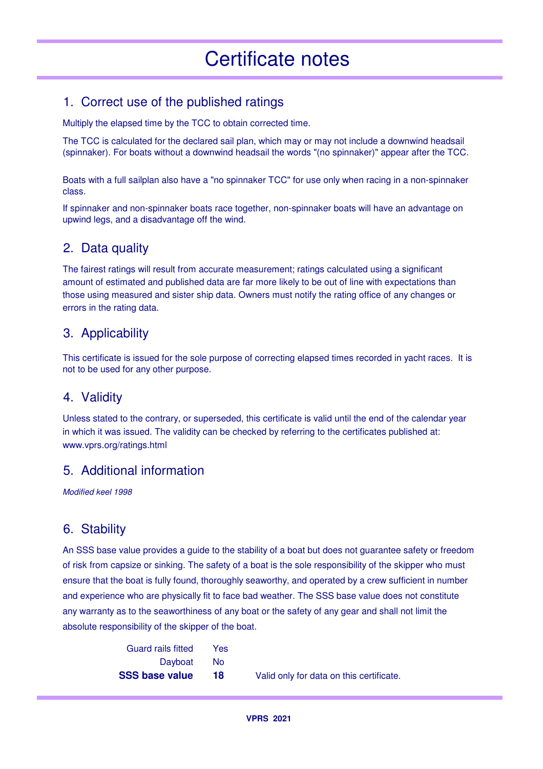# Certificate notes

## 1. Correct use of the published ratings

Multiply the elapsed time by the TCC to obtain corrected time.

The TCC is calculated for the declared sail plan, which may or may not include a downwind headsail (spinnaker). For boats without a downwind headsail the words "(no spinnaker)" appear after the TCC.

Boats with a full sailplan also have a "no spinnaker TCC" for use only when racing in a non-spinnaker class.

If spinnaker and non-spinnaker boats race together, non-spinnaker boats will have an advantage on upwind legs, and a disadvantage off the wind.

## 2. Data quality

The fairest ratings will result from accurate measurement; ratings calculated using a significant amount of estimated and published data are far more likely to be out of line with expectations than those using measured and sister ship data. Owners must notify the rating office of any changes or errors in the rating data.

## 3. Applicability

This certificate is issued for the sole purpose of correcting elapsed times recorded in yacht races. It is not to be used for any other purpose.

## 4. Validity

Unless stated to the contrary, or superseded, this certificate is valid until the end of the calendar year in which it was issued. The validity can be checked by referring to the certificates published at: www.vprs.org/ratings.html

## 5. Additional information

*Modified keel 1998*

## 6. Stability

An SSS base value provides a guide to the stability of a boat but does not guarantee safety or freedom of risk from capsize or sinking. The safety of a boat is the sole responsibility of the skipper who must ensure that the boat is fully found, thoroughly seaworthy, and operated by a crew sufficient in number and experience who are physically fit to face bad weather. The SSS base value does not constitute any warranty as to the seaworthiness of any boat or the safety of any gear and shall not limit the absolute responsibility of the skipper of the boat.

| | | |
|---|---|---|
| Guard rails fitted | Yes | |
| Dayboat | No | |
| **SSS base value** | **18** | Valid only for data on this certificate. |

**VPRS 2021**